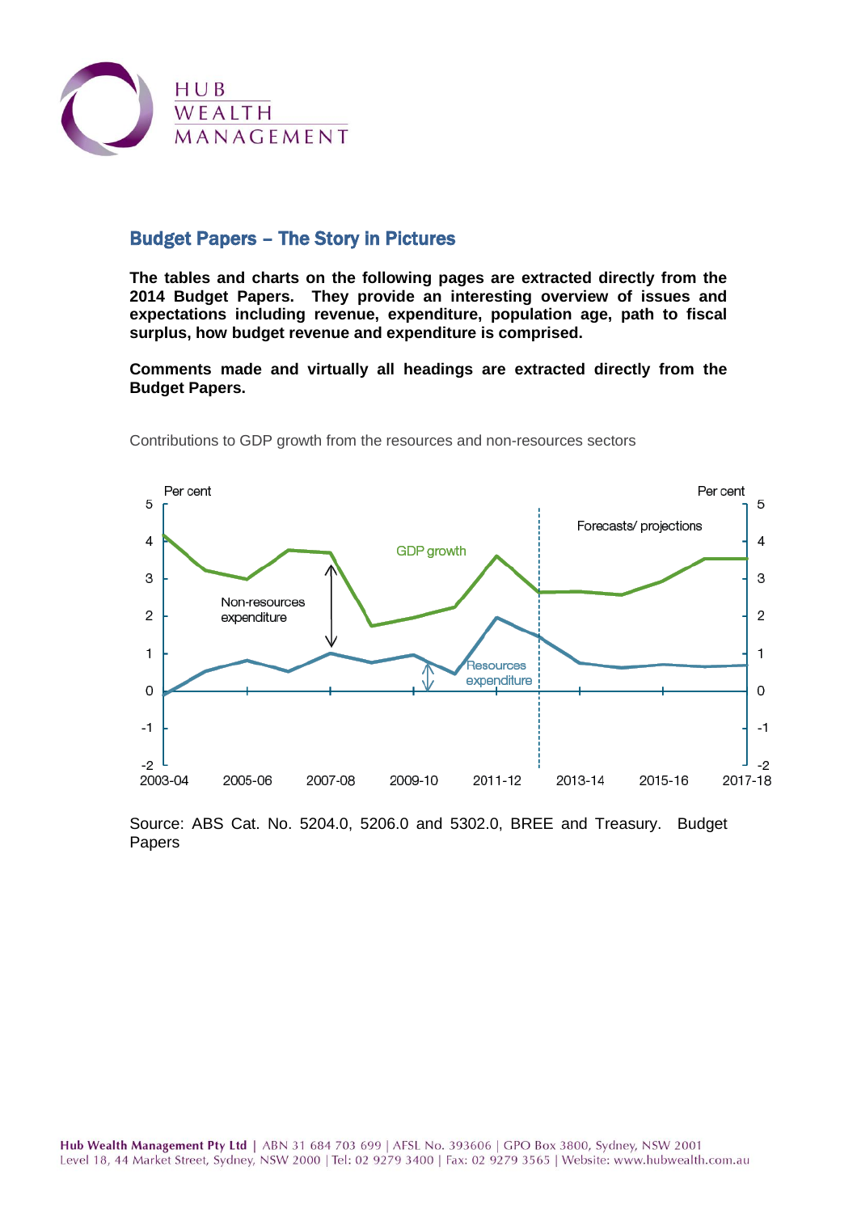# Budget Papers – The Story in Pictures

**The tables and charts on the following pages are extracted directly from the 2014 Budget Papers. They provide an interesting overview of issues and expectations including revenue, expenditure, population age, path to fiscal surplus, how budget revenue and expenditure is comprised.**

**Comments made and virtually all headings are extracted directly from the Budget Papers.**

Contributions to GDP growth from the resources and non-resources sectors

Source: ABS Cat. No. 5204.0, 5206.0 and 5302.0, BREE and Treasury. Budget Papers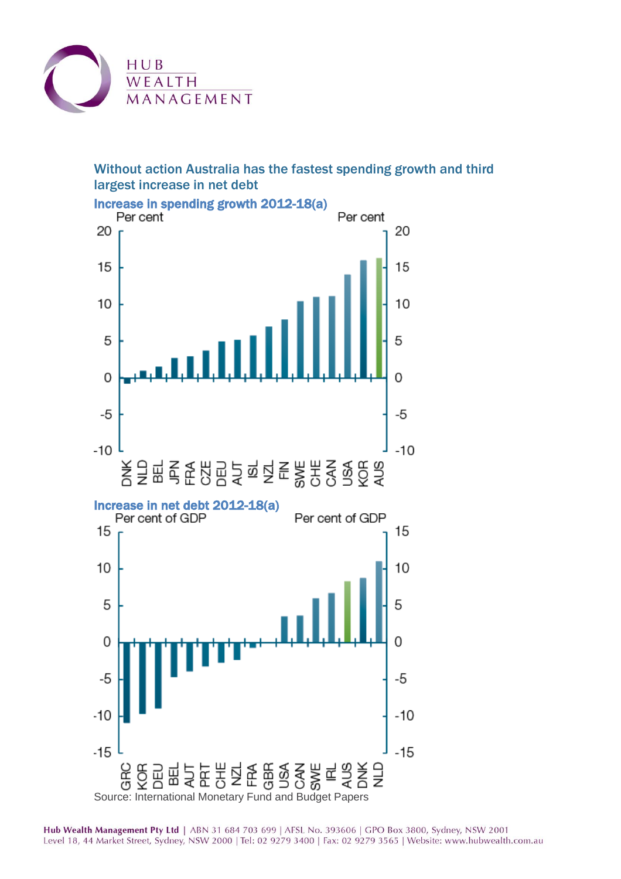## Without action Australia has the fastest spending growth and third largest increase in net debt

### Increase in spending growth 2012-18(a)

Per cent | Per cent

DNK, NLD, BEL, JPN, FRA, CZE, DEU, AUT, ISL, NZL, FIN, SWE, CHE, CAN, USA, KOR, AUS

### Increase in net debt 2012-18(a)

Per cent of GDP | Per cent of GDP

GRC, KOR, DEU, BEL, AUT, PRT, CHE, NZL, FRA, GBR, USA, CAN, SWE, IRL, AUS, DNK, NLD

Source: International Monetary Fund and Budget Papers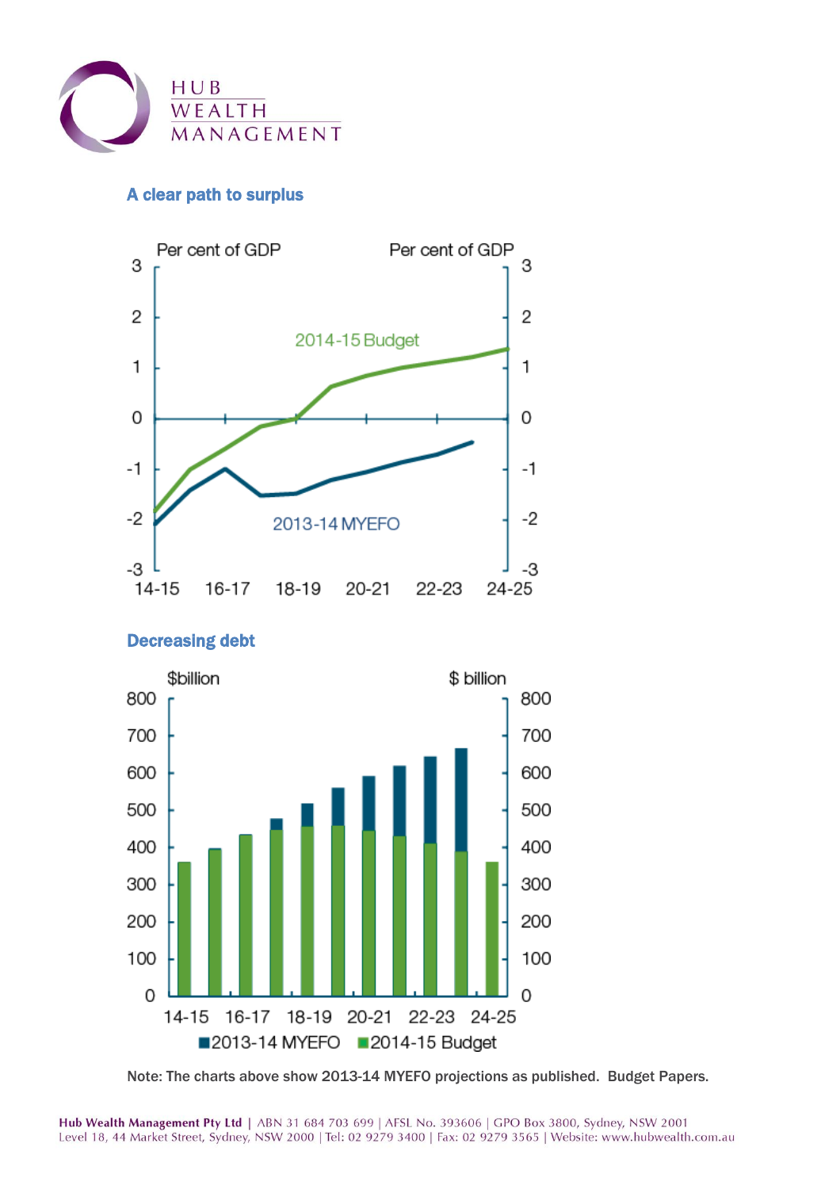## A clear path to surplus

## Decreasing debt

Note: The charts above show 2013-14 MYEFO projections as published. Budget Papers.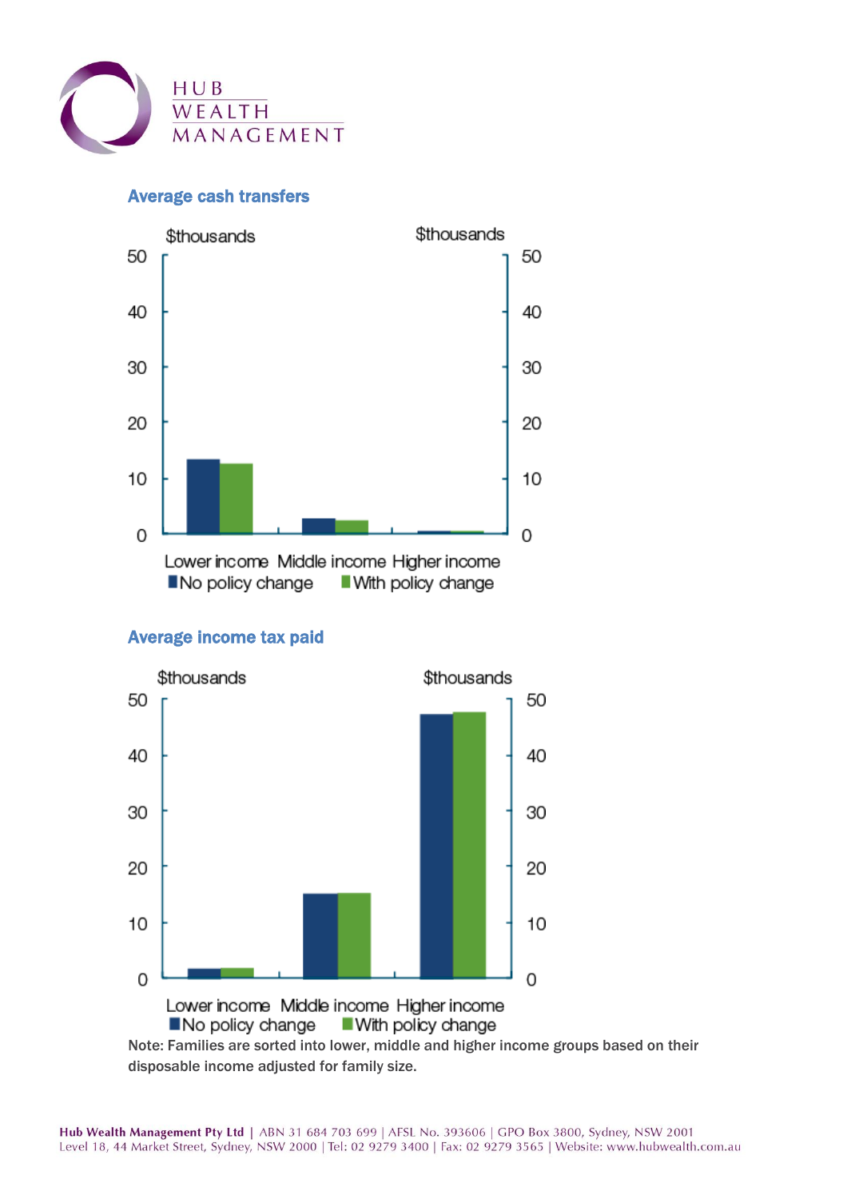### Average cash transfers

$thousands

| | No policy change | With policy change |
|---|---|---|
| Lower income | | |
| Middle income | | |
| Higher income | | |

### Average income tax paid

$thousands

| | No policy change | With policy change |
|---|---|---|
| Lower income | | |
| Middle income | | |
| Higher income | | |

Note: Families are sorted into lower, middle and higher income groups based on their disposable income adjusted for family size.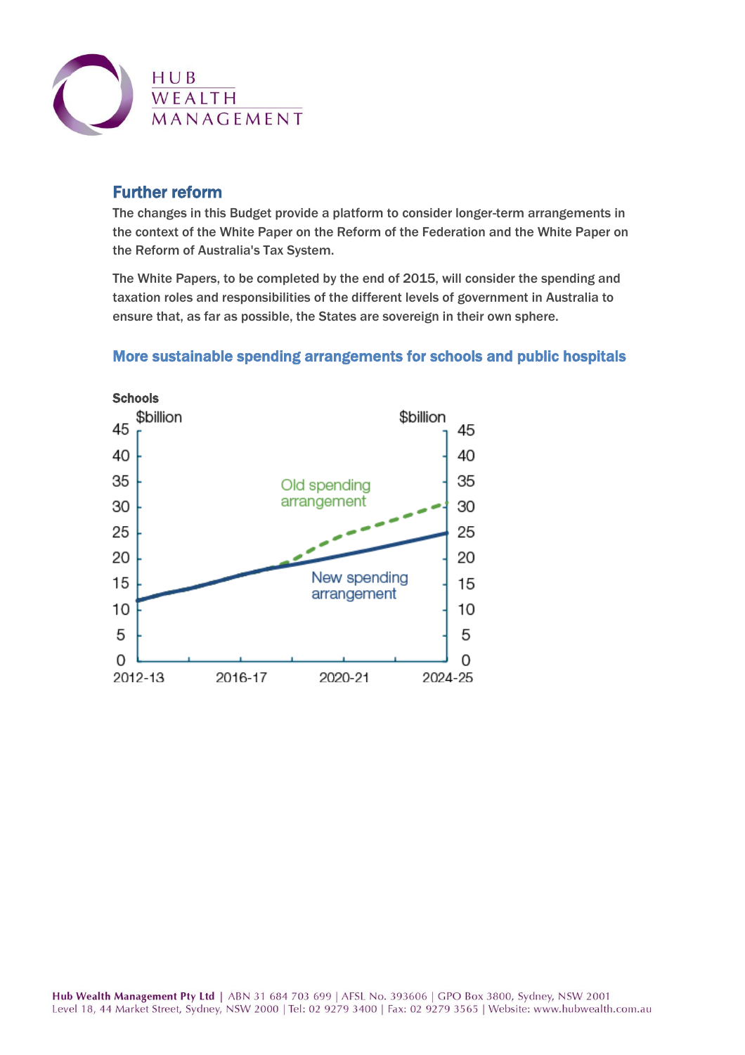## Further reform

The changes in this Budget provide a platform to consider longer-term arrangements in the context of the White Paper on the Reform of the Federation and the White Paper on the Reform of Australia's Tax System.

The White Papers, to be completed by the end of 2015, will consider the spending and taxation roles and responsibilities of the different levels of government in Australia to ensure that, as far as possible, the States are sovereign in their own sphere.

### More sustainable spending arrangements for schools and public hospitals

**Schools**

$billion | $billion

Old spending arrangement

New spending arrangement

2012-13 | 2016-17 | 2020-21 | 2024-25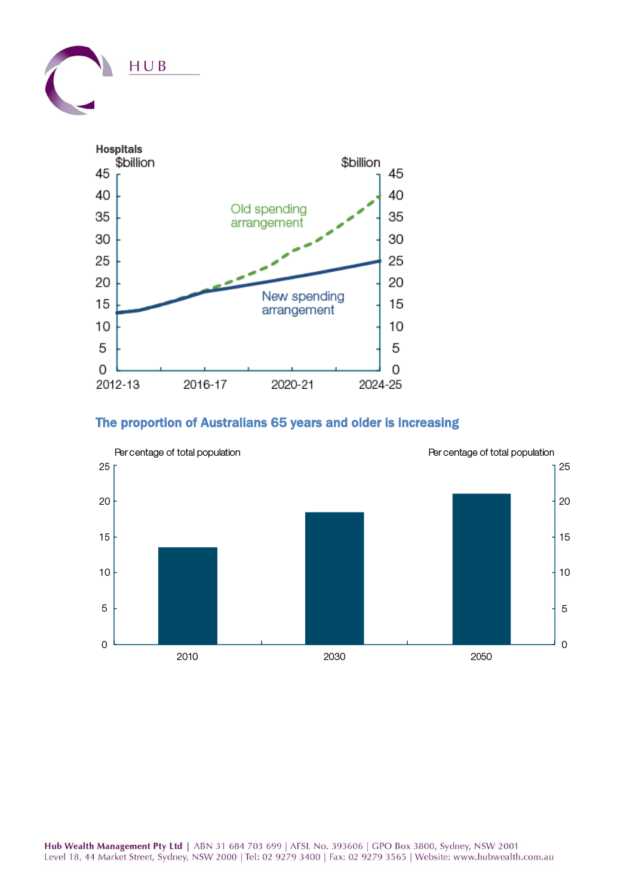**Hospitals**

$billion

Old spending arrangement

New spending arrangement

2012-13 2016-17 2020-21 2024-25

### The proportion of Australians 65 years and older is increasing

Per centage of total population

2010 2030 2050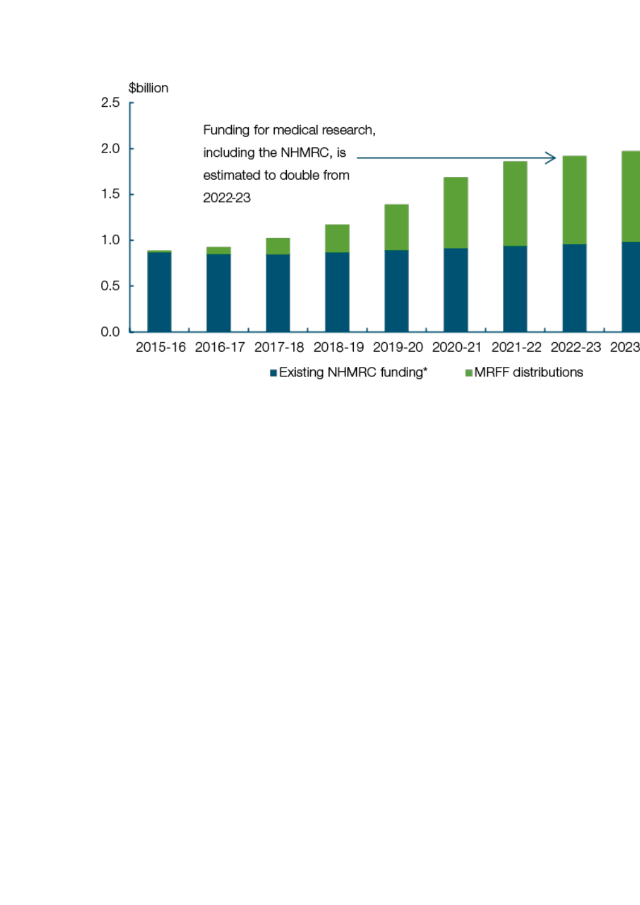$billion

Funding for medical research, including the NHMRC, is estimated to double from 2022-23

2.5
2.0
1.5
1.0
0.5
0.0

2015-16 2016-17 2017-18 2018-19 2019-20 2020-21 2021-22 2022-23 2023

■ Existing NHMRC funding* ■ MRFF distributions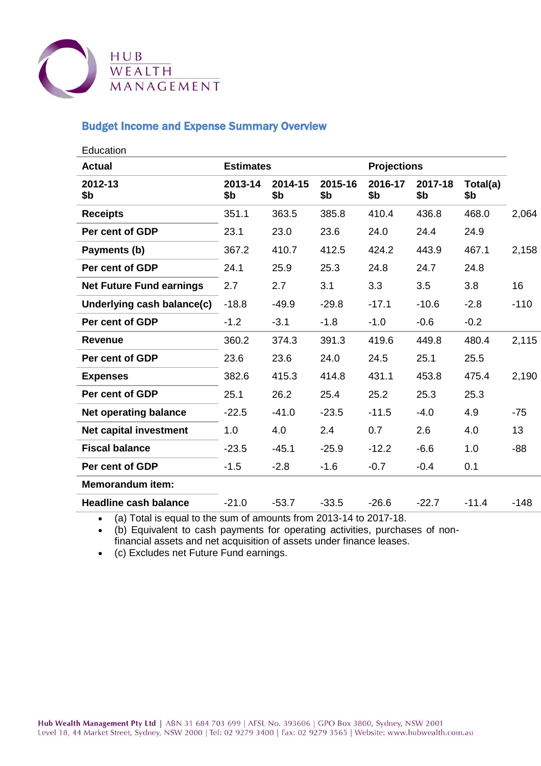## Budget Income and Expense Summary Overview

Education

| Actual | Estimates | | | Projections | | | |
|---|---|---|---|---|---|---|---|
| 2012-13 $b | 2013-14 $b | 2014-15 $b | 2015-16 $b | 2016-17 $b | 2017-18 $b | Total(a) $b | |
| **Receipts** | 351.1 | 363.5 | 385.8 | 410.4 | 436.8 | 468.0 | 2,064 |
| **Per cent of GDP** | 23.1 | 23.0 | 23.6 | 24.0 | 24.4 | 24.9 | |
| **Payments (b)** | 367.2 | 410.7 | 412.5 | 424.2 | 443.9 | 467.1 | 2,158 |
| **Per cent of GDP** | 24.1 | 25.9 | 25.3 | 24.8 | 24.7 | 24.8 | |
| **Net Future Fund earnings** | 2.7 | 2.7 | 3.1 | 3.3 | 3.5 | 3.8 | 16 |
| **Underlying cash balance(c)** | -18.8 | -49.9 | -29.8 | -17.1 | -10.6 | -2.8 | -110 |
| **Per cent of GDP** | -1.2 | -3.1 | -1.8 | -1.0 | -0.6 | -0.2 | |
| **Revenue** | 360.2 | 374.3 | 391.3 | 419.6 | 449.8 | 480.4 | 2,115 |
| **Per cent of GDP** | 23.6 | 23.6 | 24.0 | 24.5 | 25.1 | 25.5 | |
| **Expenses** | 382.6 | 415.3 | 414.8 | 431.1 | 453.8 | 475.4 | 2,190 |
| **Per cent of GDP** | 25.1 | 26.2 | 25.4 | 25.2 | 25.3 | 25.3 | |
| **Net operating balance** | -22.5 | -41.0 | -23.5 | -11.5 | -4.0 | 4.9 | -75 |
| **Net capital investment** | 1.0 | 4.0 | 2.4 | 0.7 | 2.6 | 4.0 | 13 |
| **Fiscal balance** | -23.5 | -45.1 | -25.9 | -12.2 | -6.6 | 1.0 | -88 |
| **Per cent of GDP** | -1.5 | -2.8 | -1.6 | -0.7 | -0.4 | 0.1 | |
| **Memorandum item:** | | | | | | | |
| **Headline cash balance** | -21.0 | -53.7 | -33.5 | -26.6 | -22.7 | -11.4 | -148 |

- (a) Total is equal to the sum of amounts from 2013-14 to 2017-18.
- (b) Equivalent to cash payments for operating activities, purchases of non-financial assets and net acquisition of assets under finance leases.
- (c) Excludes net Future Fund earnings.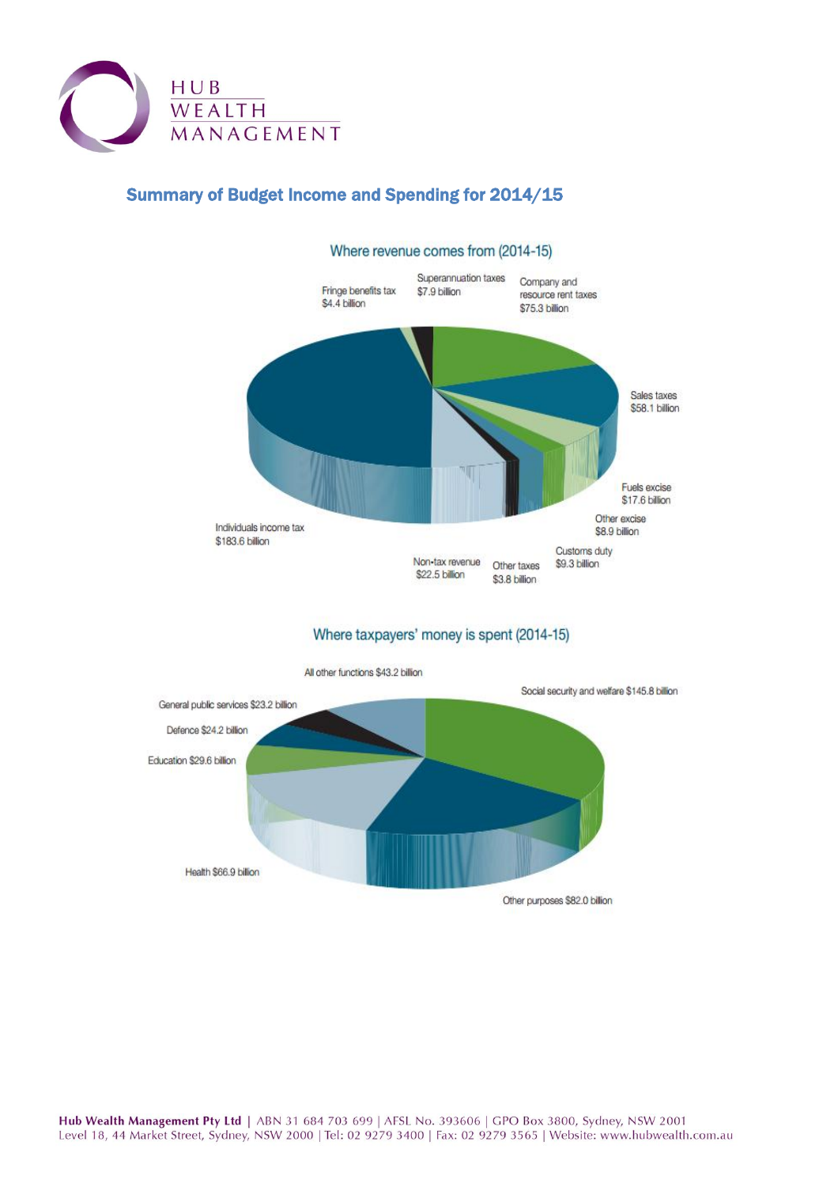## Summary of Budget Income and Spending for 2014/15

Where revenue comes from (2014-15)

Fringe benefits tax
$4.4 billion

Superannuation taxes
$7.9 billion

Company and
resource rent taxes
$75.3 billion

Sales taxes
$58.1 billion

Fuels excise
$17.6 billion

Other excise
$8.9 billion

Customs duty
$9.3 billion

Other taxes
$3.8 billion

Non-tax revenue
$22.5 billion

Individuals income tax
$183.6 billion

Where taxpayers' money is spent (2014-15)

All other functions $43.2 billion

Social security and welfare $145.8 billion

General public services $23.2 billion

Defence $24.2 billion

Education $29.6 billion

Health $66.9 billion

Other purposes $82.0 billion